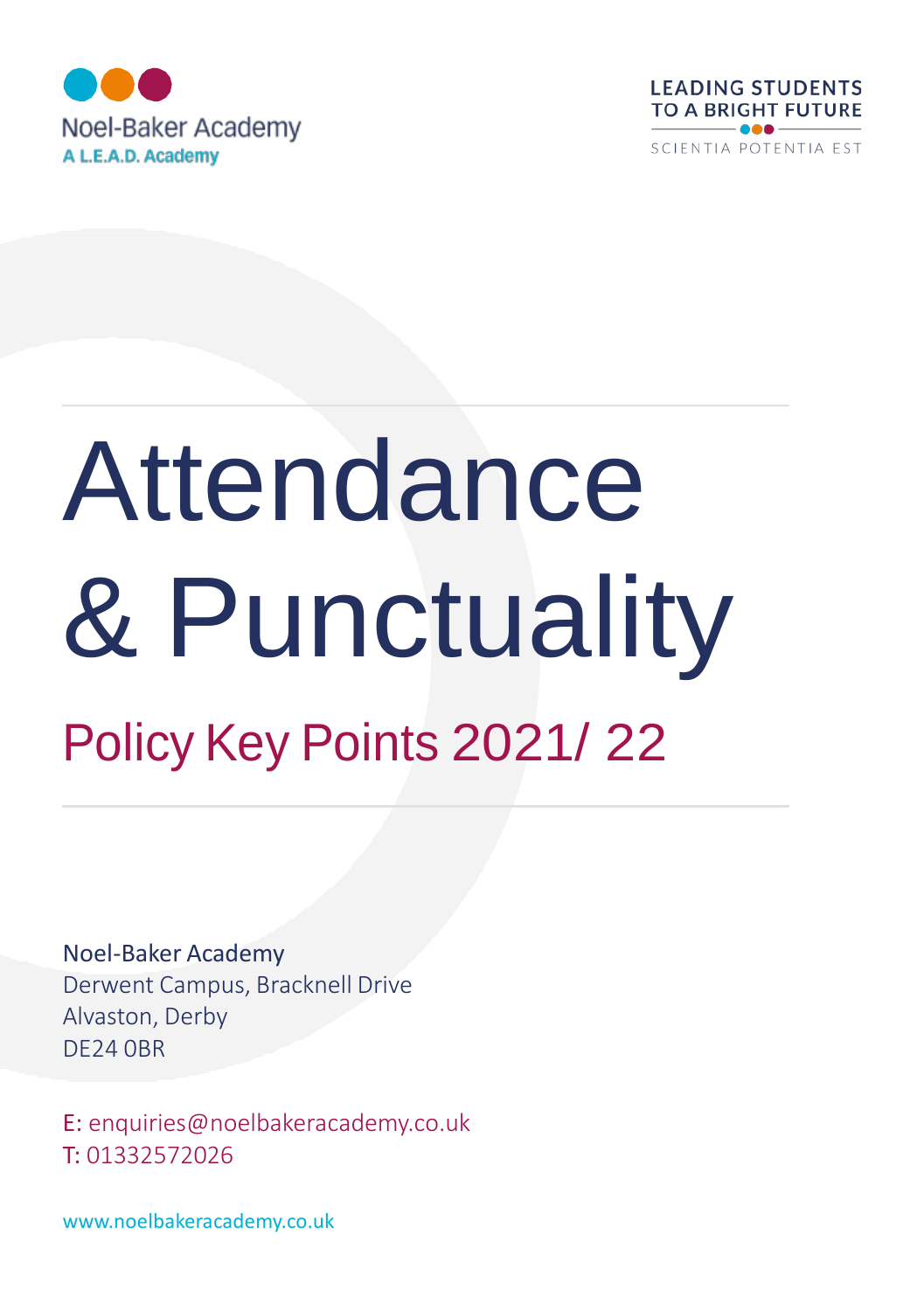Noel-Baker Academy

A L.E.A.D. Academy

LEADING STUDENTS TO A BRIGHT FUTURE

SCIENTIA POTENTIA EST

# Attendance & Punctuality

## Policy Key Points 2021/ 22

Noel-Baker Academy
Derwent Campus, Bracknell Drive
Alvaston, Derby
DE24 0BR

E: enquiries@noelbakeracademy.co.uk
T: 01332572026

www.noelbakeracademy.co.uk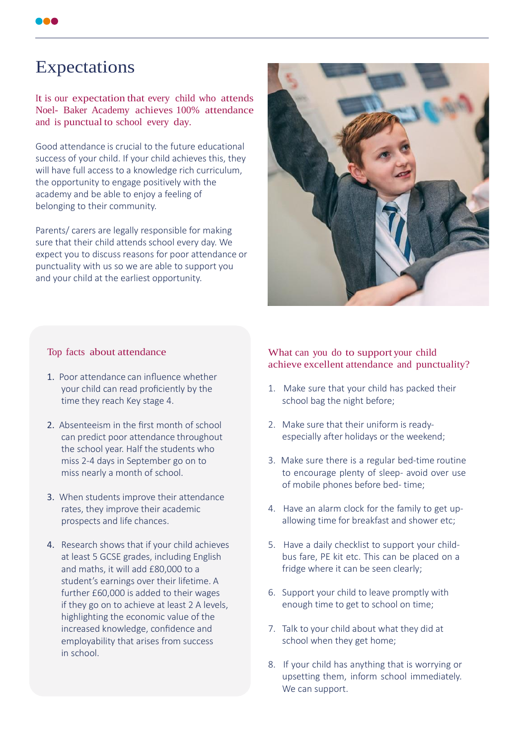# Expectations

It is our expectation that every child who attends Noel- Baker Academy achieves 100% attendance and is punctual to school every day.

Good attendance is crucial to the future educational success of your child. If your child achieves this, they will have full access to a knowledge rich curriculum, the opportunity to engage positively with the academy and be able to enjoy a feeling of belonging to their community.

Parents/ carers are legally responsible for making sure that their child attends school every day. We expect you to discuss reasons for poor attendance or punctuality with us so we are able to support you and your child at the earliest opportunity.

## Top facts about attendance

1. Poor attendance can influence whether your child can read proficiently by the time they reach Key stage 4.
2. Absenteeism in the first month of school can predict poor attendance throughout the school year. Half the students who miss 2-4 days in September go on to miss nearly a month of school.
3. When students improve their attendance rates, they improve their academic prospects and life chances.
4. Research shows that if your child achieves at least 5 GCSE grades, including English and maths, it will add £80,000 to a student's earnings over their lifetime. A further £60,000 is added to their wages if they go on to achieve at least 2 A levels, highlighting the economic value of the increased knowledge, confidence and employability that arises from success in school.

## What can you do to support your child achieve excellent attendance and punctuality?

1. Make sure that your child has packed their school bag the night before;
2. Make sure that their uniform is ready- especially after holidays or the weekend;
3. Make sure there is a regular bed-time routine to encourage plenty of sleep- avoid over use of mobile phones before bed- time;
4. Have an alarm clock for the family to get up- allowing time for breakfast and shower etc;
5. Have a daily checklist to support your child- bus fare, PE kit etc. This can be placed on a fridge where it can be seen clearly;
6. Support your child to leave promptly with enough time to get to school on time;
7. Talk to your child about what they did at school when they get home;
8. If your child has anything that is worrying or upsetting them, inform school immediately. We can support.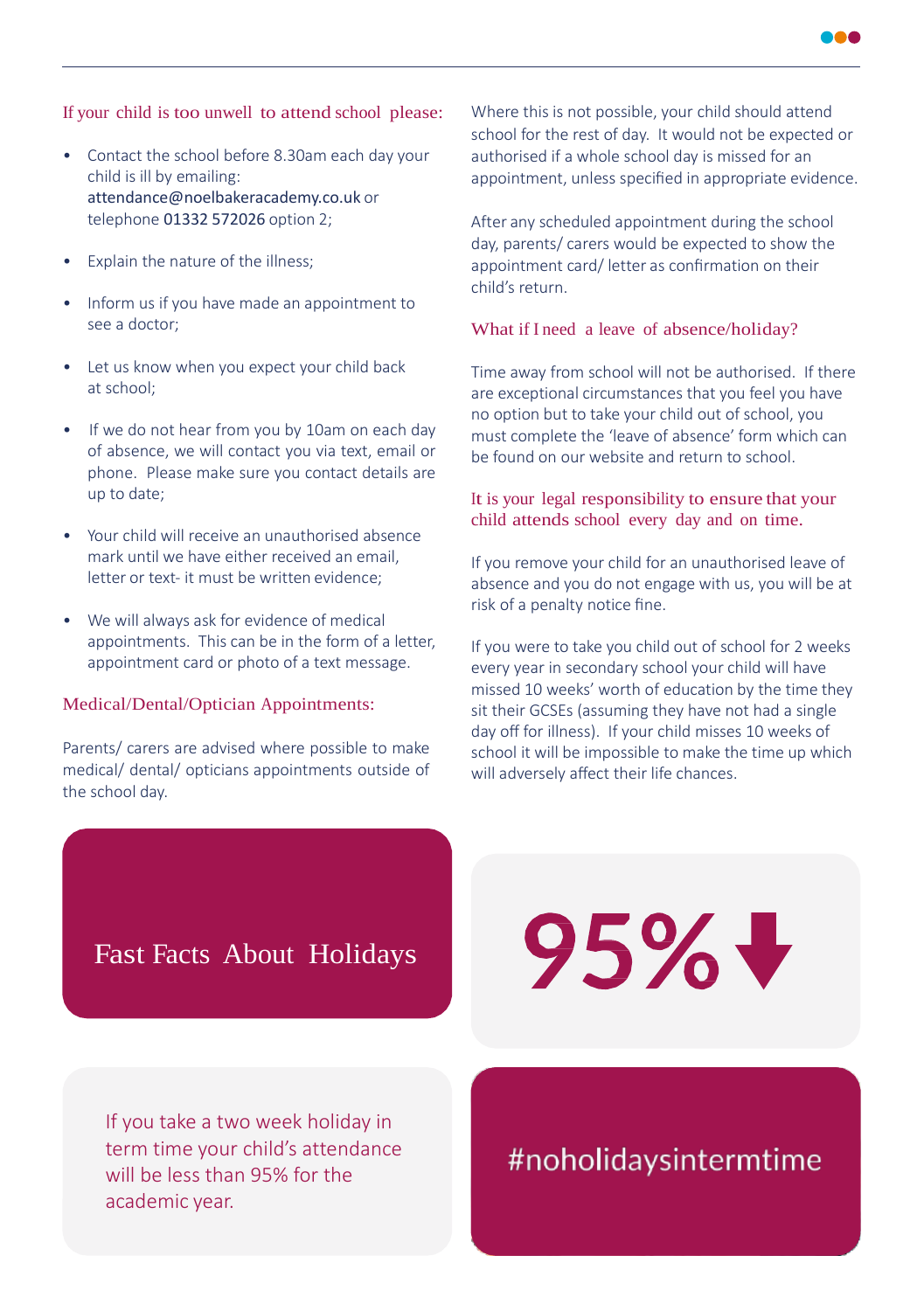## If your child is too unwell to attend school please:

- Contact the school before 8.30am each day your child is ill by emailing: attendance@noelbakeracademy.co.uk or telephone 01332 572026 option 2;
- Explain the nature of the illness;
- Inform us if you have made an appointment to see a doctor;
- Let us know when you expect your child back at school;
- If we do not hear from you by 10am on each day of absence, we will contact you via text, email or phone. Please make sure you contact details are up to date;
- Your child will receive an unauthorised absence mark until we have either received an email, letter or text- it must be written evidence;
- We will always ask for evidence of medical appointments. This can be in the form of a letter, appointment card or photo of a text message.

## Medical/Dental/Optician Appointments:

Parents/ carers are advised where possible to make medical/ dental/ opticians appointments outside of the school day.

Where this is not possible, your child should attend school for the rest of day. It would not be expected or authorised if a whole school day is missed for an appointment, unless specified in appropriate evidence.

After any scheduled appointment during the school day, parents/ carers would be expected to show the appointment card/ letter as confirmation on their child's return.

## What if I need a leave of absence/holiday?

Time away from school will not be authorised. If there are exceptional circumstances that you feel you have no option but to take your child out of school, you must complete the 'leave of absence' form which can be found on our website and return to school.

## It is your legal responsibility to ensure that your child attends school every day and on time.

If you remove your child for an unauthorised leave of absence and you do not engage with us, you will be at risk of a penalty notice fine.

If you were to take you child out of school for 2 weeks every year in secondary school your child will have missed 10 weeks' worth of education by the time they sit their GCSEs (assuming they have not had a single day off for illness). If your child misses 10 weeks of school it will be impossible to make the time up which will adversely affect their life chances.

## Fast Facts About Holidays

95% ↓

If you take a two week holiday in term time your child's attendance will be less than 95% for the academic year.

#noholidaysintermtime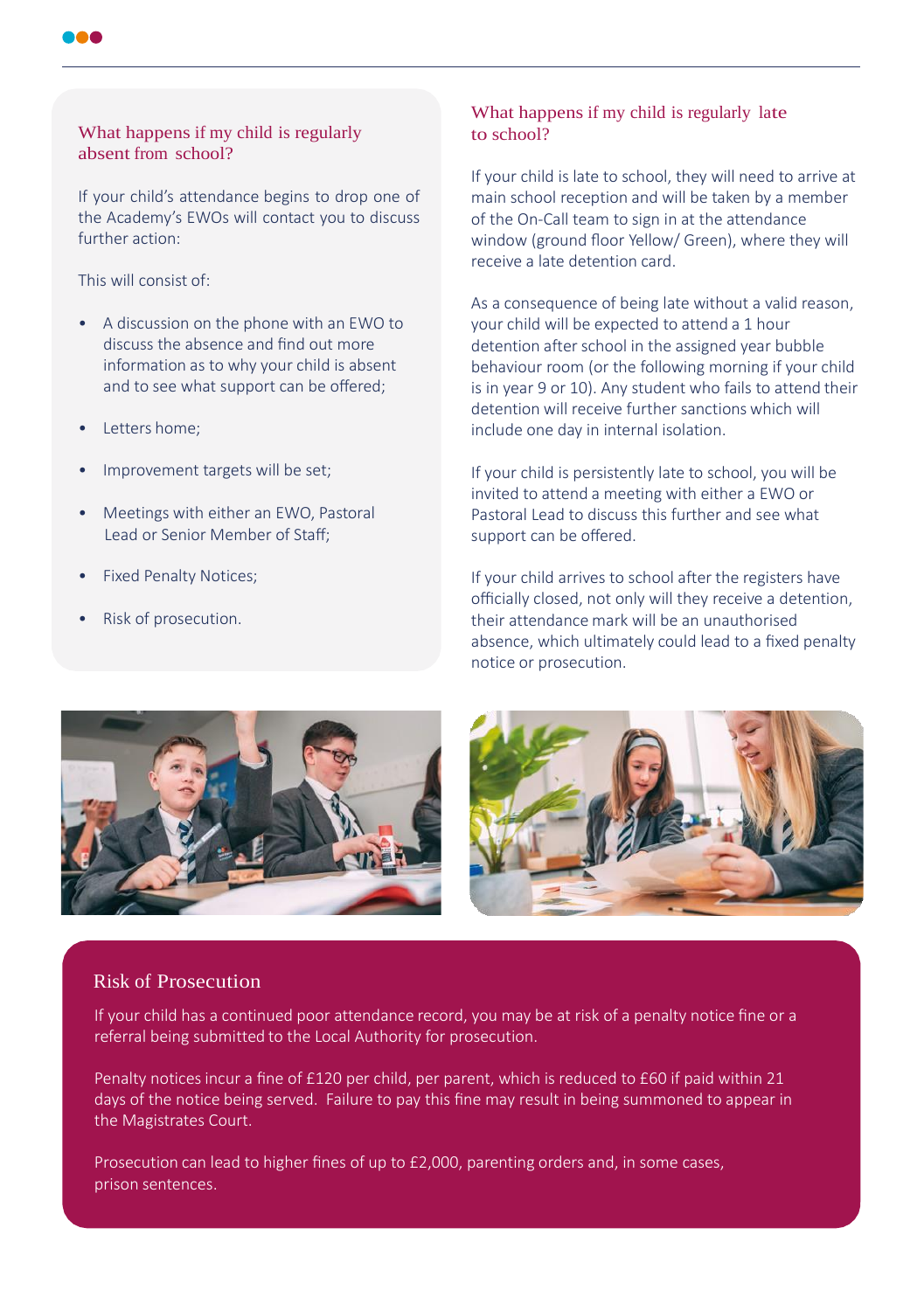## What happens if my child is regularly absent from school?

If your child's attendance begins to drop one of the Academy's EWOs will contact you to discuss further action:

This will consist of:

- A discussion on the phone with an EWO to discuss the absence and find out more information as to why your child is absent and to see what support can be offered;
- Letters home;
- Improvement targets will be set;
- Meetings with either an EWO, Pastoral Lead or Senior Member of Staff;
- Fixed Penalty Notices;
- Risk of prosecution.

## What happens if my child is regularly late to school?

If your child is late to school, they will need to arrive at main school reception and will be taken by a member of the On-Call team to sign in at the attendance window (ground floor Yellow/ Green), where they will receive a late detention card.

As a consequence of being late without a valid reason, your child will be expected to attend a 1 hour detention after school in the assigned year bubble behaviour room (or the following morning if your child is in year 9 or 10). Any student who fails to attend their detention will receive further sanctions which will include one day in internal isolation.

If your child is persistently late to school, you will be invited to attend a meeting with either a EWO or Pastoral Lead to discuss this further and see what support can be offered.

If your child arrives to school after the registers have officially closed, not only will they receive a detention, their attendance mark will be an unauthorised absence, which ultimately could lead to a fixed penalty notice or prosecution.

## Risk of Prosecution

If your child has a continued poor attendance record, you may be at risk of a penalty notice fine or a referral being submitted to the Local Authority for prosecution.

Penalty notices incur a fine of £120 per child, per parent, which is reduced to £60 if paid within 21 days of the notice being served. Failure to pay this fine may result in being summoned to appear in the Magistrates Court.

Prosecution can lead to higher fines of up to £2,000, parenting orders and, in some cases, prison sentences.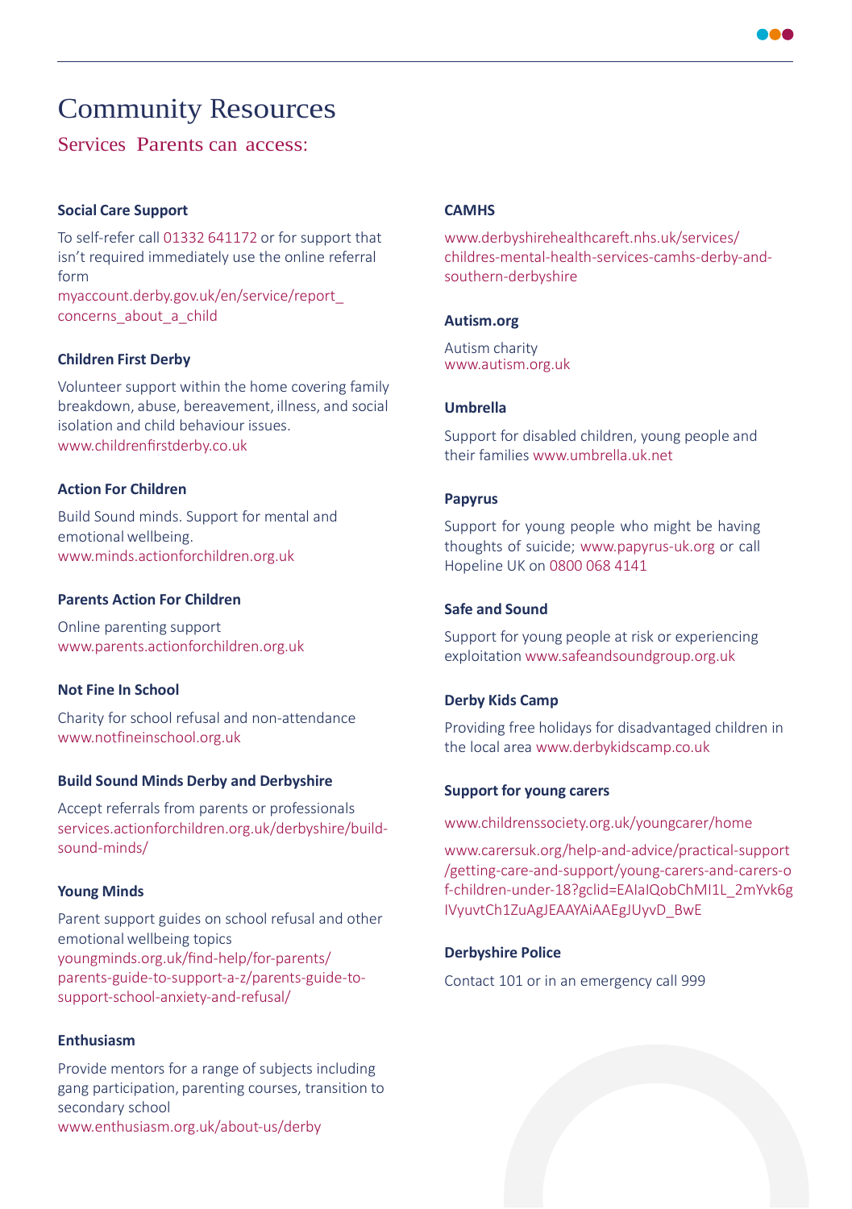# Community Resources

## Services Parents can access:

### Social Care Support

To self-refer call 01332 641172 or for support that isn't required immediately use the online referral form
myaccount.derby.gov.uk/en/service/report_concerns_about_a_child

### Children First Derby

Volunteer support within the home covering family breakdown, abuse, bereavement, illness, and social isolation and child behaviour issues.
www.childrenfirstderby.co.uk

### Action For Children

Build Sound minds. Support for mental and emotional wellbeing.
www.minds.actionforchildren.org.uk

### Parents Action For Children

Online parenting support
www.parents.actionforchildren.org.uk

### Not Fine In School

Charity for school refusal and non-attendance
www.notfineinschool.org.uk

### Build Sound Minds Derby and Derbyshire

Accept referrals from parents or professionals
services.actionforchildren.org.uk/derbyshire/build-sound-minds/

### Young Minds

Parent support guides on school refusal and other emotional wellbeing topics
youngminds.org.uk/find-help/for-parents/parents-guide-to-support-a-z/parents-guide-to-support-school-anxiety-and-refusal/

### Enthusiasm

Provide mentors for a range of subjects including gang participation, parenting courses, transition to secondary school
www.enthusiasm.org.uk/about-us/derby

### CAMHS

www.derbyshirehealthcareft.nhs.uk/services/childres-mental-health-services-camhs-derby-and-southern-derbyshire

### Autism.org

Autism charity
www.autism.org.uk

### Umbrella

Support for disabled children, young people and their families www.umbrella.uk.net

### Papyrus

Support for young people who might be having thoughts of suicide; www.papyrus-uk.org or call Hopeline UK on 0800 068 4141

### Safe and Sound

Support for young people at risk or experiencing exploitation www.safeandsoundgroup.org.uk

### Derby Kids Camp

Providing free holidays for disadvantaged children in the local area www.derbykidscamp.co.uk

### Support for young carers

www.childrenssociety.org.uk/youngcarer/home

www.carersuk.org/help-and-advice/practical-support/getting-care-and-support/young-carers-and-carers-of-children-under-18?gclid=EAIaIQobChMI1L_2mYvk6glVyuvtCh1ZuAgJEAAYAiAAEgJUyvD_BwE

### Derbyshire Police

Contact 101 or in an emergency call 999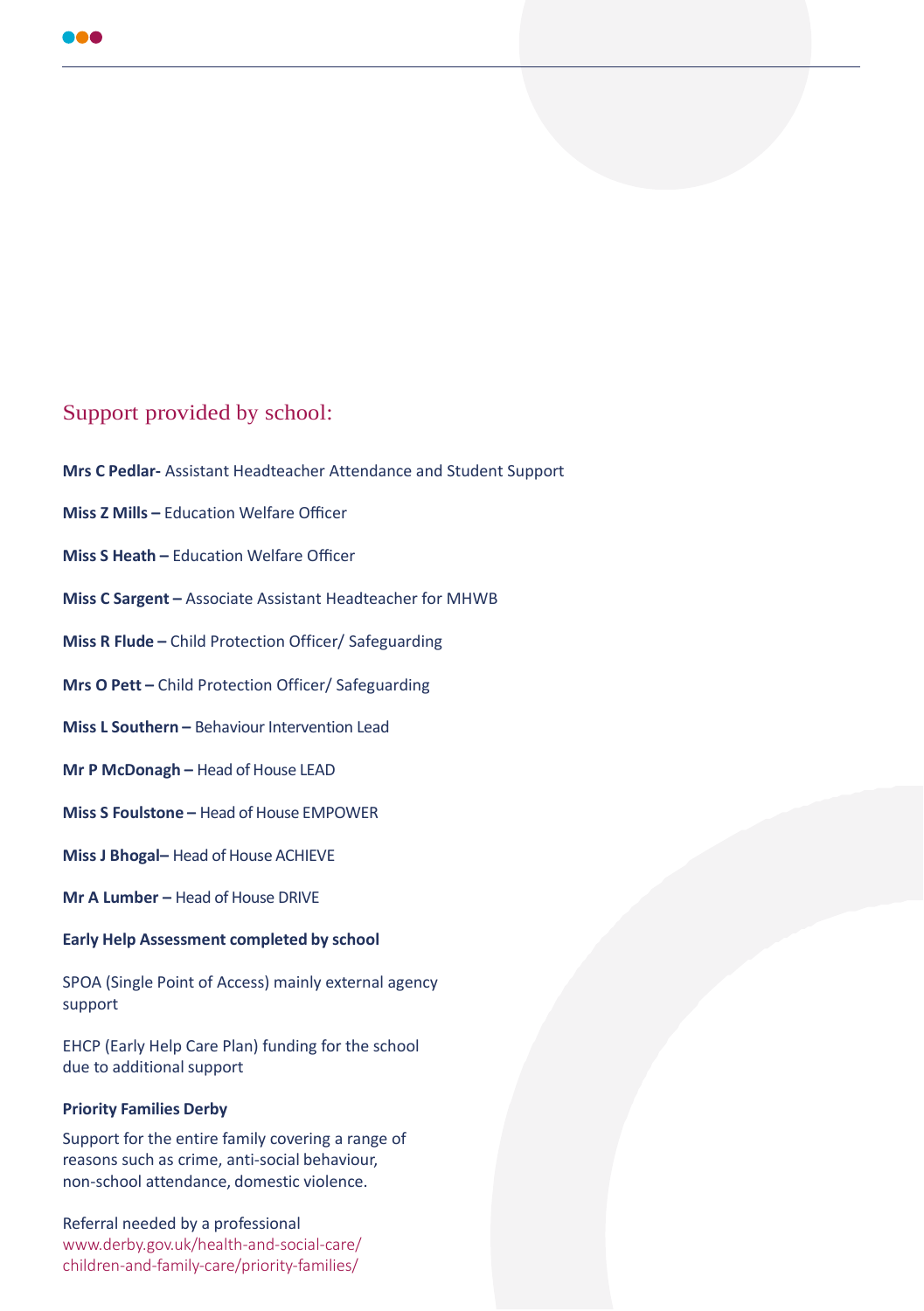## Support provided by school:

**Mrs C Pedlar-** Assistant Headteacher Attendance and Student Support

**Miss Z Mills –** Education Welfare Officer

**Miss S Heath –** Education Welfare Officer

**Miss C Sargent –** Associate Assistant Headteacher for MHWB

**Miss R Flude –** Child Protection Officer/ Safeguarding

**Mrs O Pett –** Child Protection Officer/ Safeguarding

**Miss L Southern –** Behaviour Intervention Lead

**Mr P McDonagh –** Head of House LEAD

**Miss S Foulstone –** Head of House EMPOWER

**Miss J Bhogal–** Head of House ACHIEVE

**Mr A Lumber –** Head of House DRIVE

**Early Help Assessment completed by school**

SPOA (Single Point of Access) mainly external agency support

EHCP (Early Help Care Plan) funding for the school due to additional support

**Priority Families Derby**

Support for the entire family covering a range of reasons such as crime, anti-social behaviour, non-school attendance, domestic violence.

Referral needed by a professional
www.derby.gov.uk/health-and-social-care/children-and-family-care/priority-families/